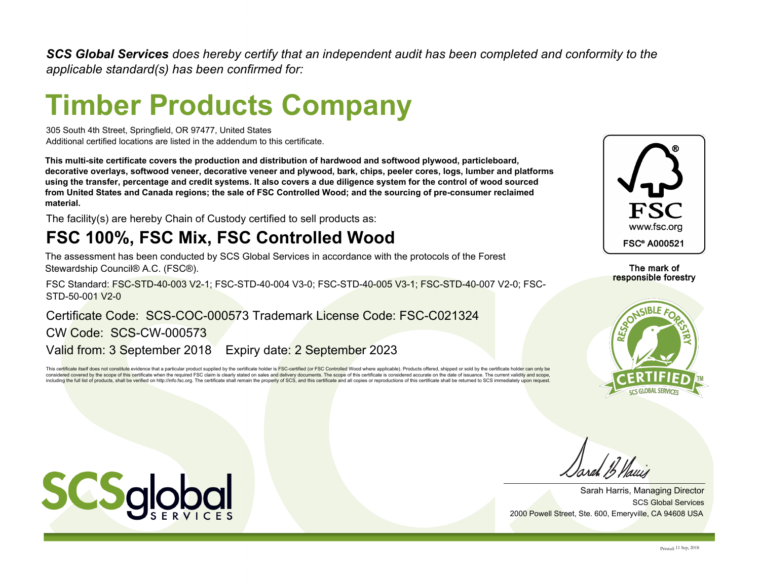***SCS Global Services** does hereby certify that an independent audit has been completed and conformity to the applicable standard(s) has been confirmed for:*

# Timber Products Company

305 South 4th Street, Springfield, OR 97477, United States
Additional certified locations are listed in the addendum to this certificate.

**This multi-site certificate covers the production and distribution of hardwood and softwood plywood, particleboard, decorative overlays, softwood veneer, decorative veneer and plywood, bark, chips, peeler cores, logs, lumber and platforms using the transfer, percentage and credit systems. It also covers a due diligence system for the control of wood sourced from United States and Canada regions; the sale of FSC Controlled Wood; and the sourcing of pre-consumer reclaimed material.**

The facility(s) are hereby Chain of Custody certified to sell products as:

## FSC 100%, FSC Mix, FSC Controlled Wood

The assessment has been conducted by SCS Global Services in accordance with the protocols of the Forest Stewardship Council® A.C. (FSC®).

FSC Standard: FSC-STD-40-003 V2-1; FSC-STD-40-004 V3-0; FSC-STD-40-005 V3-1; FSC-STD-40-007 V2-0; FSC-STD-50-001 V2-0

Certificate Code: SCS-COC-000573 Trademark License Code: FSC-C021324

CW Code: SCS-CW-000573

Valid from: 3 September 2018 Expiry date: 2 September 2023

This certificate itself does not constitute evidence that a particular product supplied by the certificate holder is FSC-certified (or FSC Controlled Wood where applicable). Products offered, shipped or sold by the certificate holder can only be considered covered by the scope of this certificate when the required FSC claim is clearly stated on sales and delivery documents. The scope of this certificate is considered accurate on the date of issuance. The current validity and scope, including the full list of products, shall be verified on http://info.fsc.org. The certificate shall remain the property of SCS, and this certificate and all copies or reproductions of this certificate shall be returned to SCS immediately upon request.

FSC
www.fsc.org
FSC® A000521

The mark of responsible forestry

RESPONSIBLE FORESTRY CERTIFIED™ SCS GLOBAL SERVICES

SCSglobal SERVICES

Sarah Harris, Managing Director
SCS Global Services
2000 Powell Street, Ste. 600, Emeryville, CA 94608 USA

Printed: 11 Sep, 2018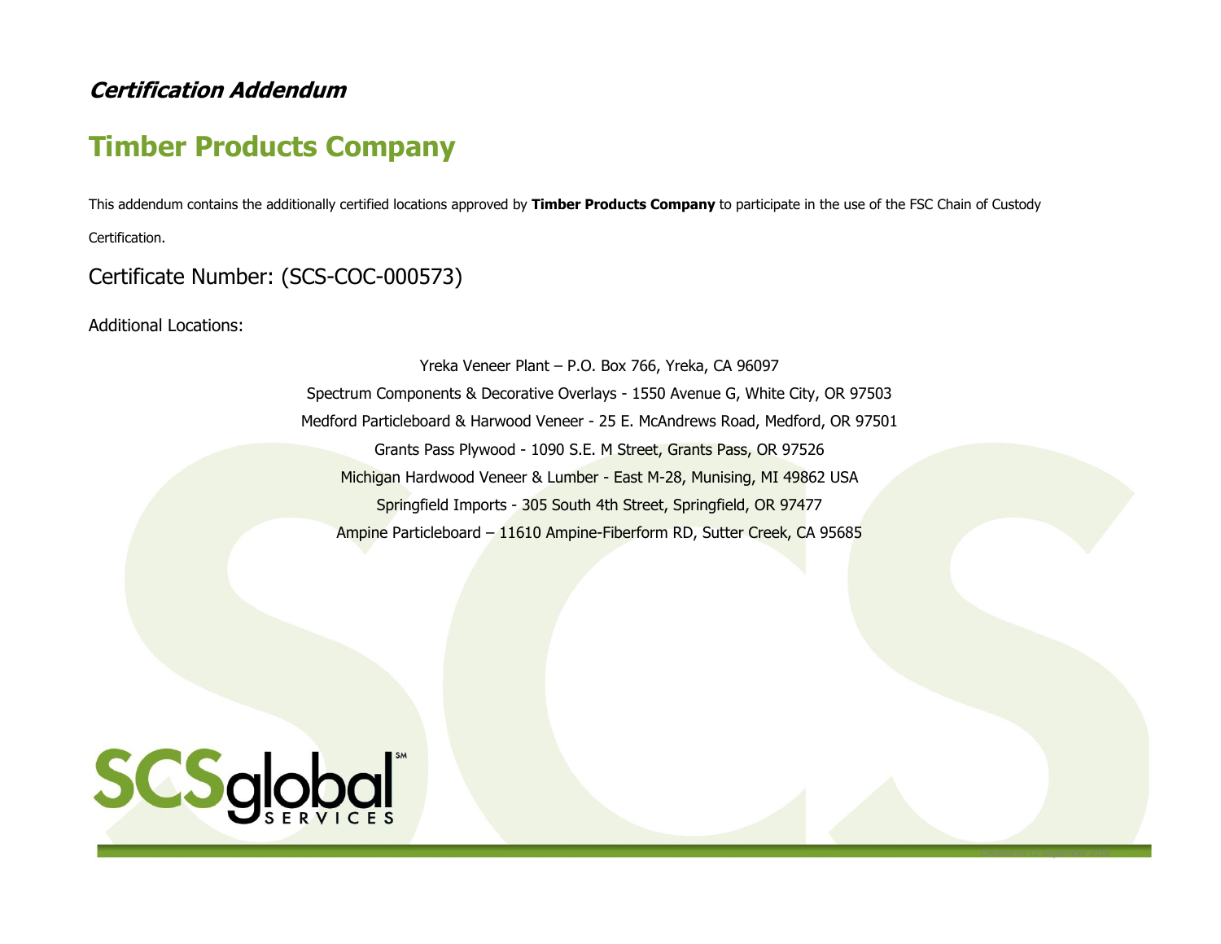***Certification Addendum***

# Timber Products Company

This addendum contains the additionally certified locations approved by **Timber Products Company** to participate in the use of the FSC Chain of Custody Certification.

Certificate Number: (SCS-COC-000573)

Additional Locations:

Yreka Veneer Plant – P.O. Box 766, Yreka, CA 96097

Spectrum Components & Decorative Overlays - 1550 Avenue G, White City, OR 97503

Medford Particleboard & Harwood Veneer - 25 E. McAndrews Road, Medford, OR 97501

Grants Pass Plywood - 1090 S.E. M Street, Grants Pass, OR 97526

Michigan Hardwood Veneer & Lumber - East M-28, Munising, MI 49862 USA

Springfield Imports - 305 South 4th Street, Springfield, OR 97477

Ampine Particleboard – 11610 Ampine-Fiberform RD, Sutter Creek, CA 95685

SCSglobal SERVICES